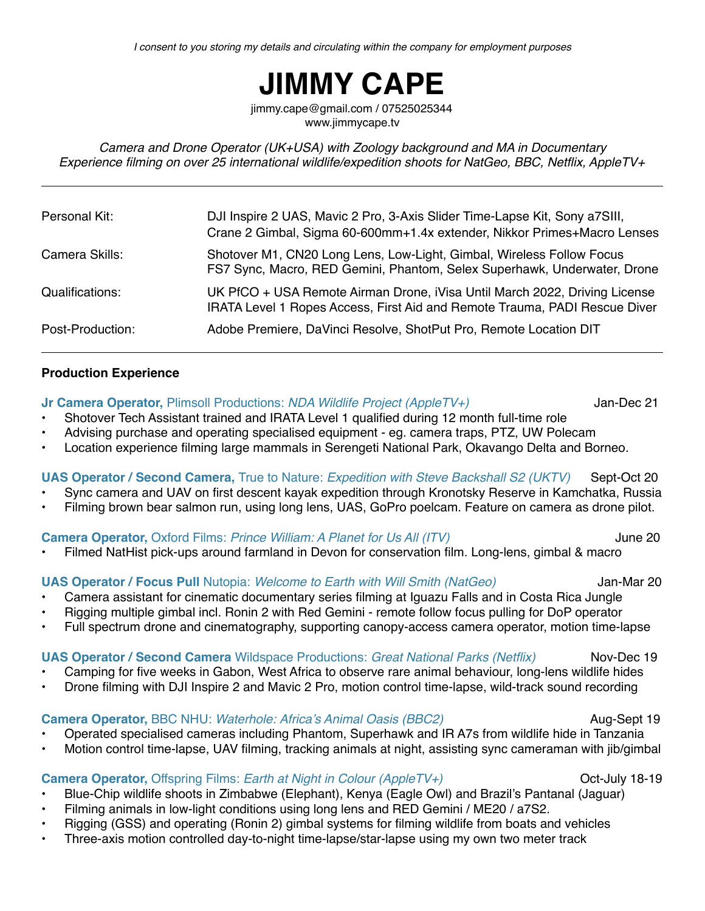*I consent to you storing my details and circulating within the company for employment purposes*

# JIMMY CAPE

jimmy.cape@gmail.com / 07525025344
www.jimmycape.tv

*Camera and Drone Operator (UK+USA) with Zoology background and MA in Documentary*
*Experience filming on over 25 international wildlife/expedition shoots for NatGeo, BBC, Netflix, AppleTV+*

---

| | |
|---|---|
| Personal Kit: | DJI Inspire 2 UAS, Mavic 2 Pro, 3-Axis Slider Time-Lapse Kit, Sony a7SIII, Crane 2 Gimbal, Sigma 60-600mm+1.4x extender, Nikkor Primes+Macro Lenses |
| Camera Skills: | Shotover M1, CN20 Long Lens, Low-Light, Gimbal, Wireless Follow Focus FS7 Sync, Macro, RED Gemini, Phantom, Selex Superhawk, Underwater, Drone |
| Qualifications: | UK PfCO + USA Remote Airman Drone, iVisa Until March 2022, Driving License IRATA Level 1 Ropes Access, First Aid and Remote Trauma, PADI Rescue Diver |
| Post-Production: | Adobe Premiere, DaVinci Resolve, ShotPut Pro, Remote Location DIT |

---

**Production Experience**

**Jr Camera Operator,** Plimsoll Productions: *NDA Wildlife Project (AppleTV+)* — Jan-Dec 21

- Shotover Tech Assistant trained and IRATA Level 1 qualified during 12 month full-time role
- Advising purchase and operating specialised equipment - eg. camera traps, PTZ, UW Polecam
- Location experience filming large mammals in Serengeti National Park, Okavango Delta and Borneo.

**UAS Operator / Second Camera,** True to Nature: *Expedition with Steve Backshall S2 (UKTV)* — Sept-Oct 20

- Sync camera and UAV on first descent kayak expedition through Kronotsky Reserve in Kamchatka, Russia
- Filming brown bear salmon run, using long lens, UAS, GoPro poelcam. Feature on camera as drone pilot.

**Camera Operator,** Oxford Films: *Prince William: A Planet for Us All (ITV)* — June 20

- Filmed NatHist pick-ups around farmland in Devon for conservation film. Long-lens, gimbal & macro

**UAS Operator / Focus Pull** Nutopia: *Welcome to Earth with Will Smith (NatGeo)* — Jan-Mar 20

- Camera assistant for cinematic documentary series filming at Iguazu Falls and in Costa Rica Jungle
- Rigging multiple gimbal incl. Ronin 2 with Red Gemini - remote follow focus pulling for DoP operator
- Full spectrum drone and cinematography, supporting canopy-access camera operator, motion time-lapse

**UAS Operator / Second Camera** Wildspace Productions: *Great National Parks (Netflix)* — Nov-Dec 19

- Camping for five weeks in Gabon, West Africa to observe rare animal behaviour, long-lens wildlife hides
- Drone filming with DJI Inspire 2 and Mavic 2 Pro, motion control time-lapse, wild-track sound recording

**Camera Operator,** BBC NHU: *Waterhole: Africa's Animal Oasis (BBC2)* — Aug-Sept 19

- Operated specialised cameras including Phantom, Superhawk and IR A7s from wildlife hide in Tanzania
- Motion control time-lapse, UAV filming, tracking animals at night, assisting sync cameraman with jib/gimbal

**Camera Operator,** Offspring Films: *Earth at Night in Colour (AppleTV+)* — Oct-July 18-19

- Blue-Chip wildlife shoots in Zimbabwe (Elephant), Kenya (Eagle Owl) and Brazil's Pantanal (Jaguar)
- Filming animals in low-light conditions using long lens and RED Gemini / ME20 / a7S2.
- Rigging (GSS) and operating (Ronin 2) gimbal systems for filming wildlife from boats and vehicles
- Three-axis motion controlled day-to-night time-lapse/star-lapse using my own two meter track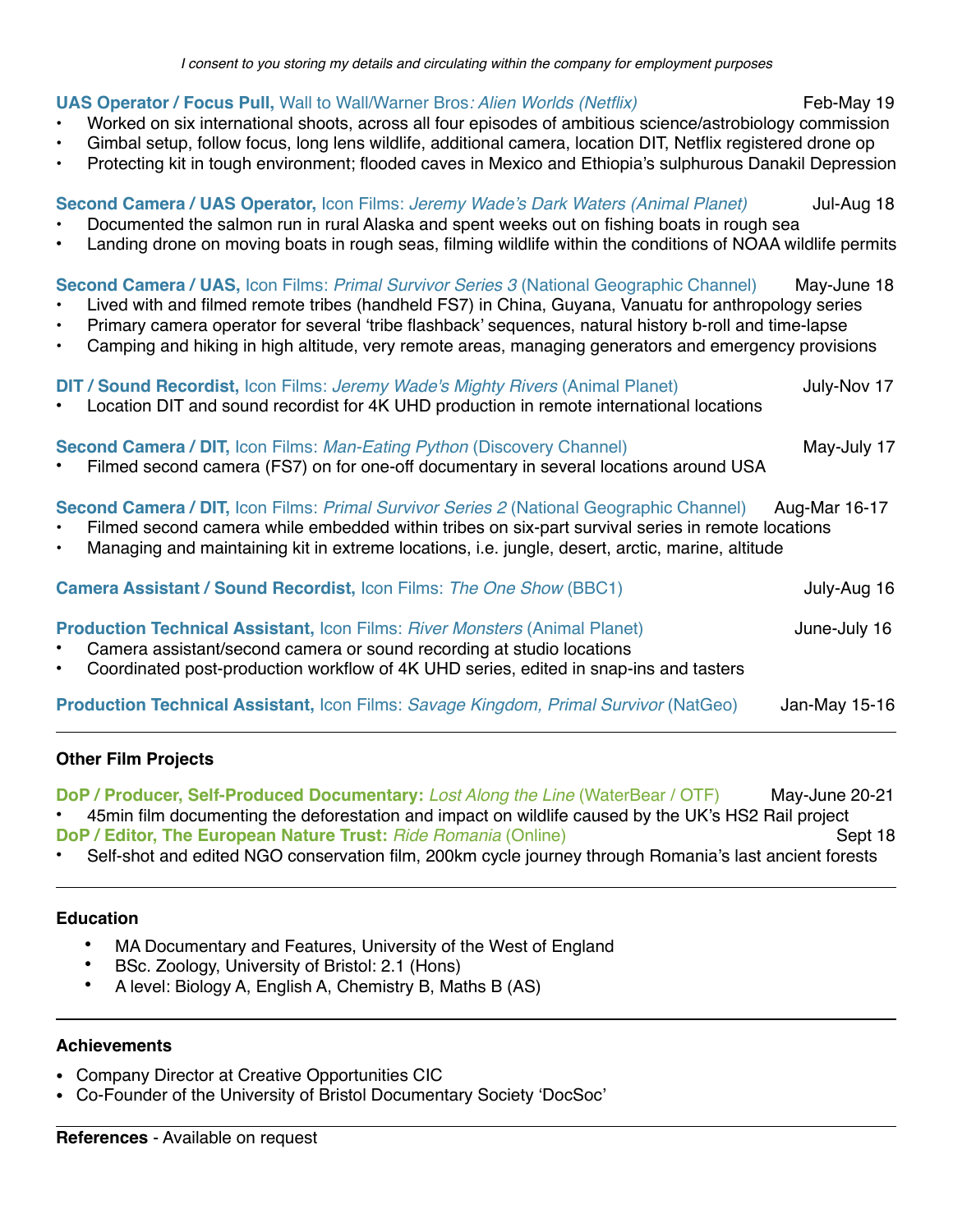*I consent to you storing my details and circulating within the company for employment purposes*

**UAS Operator / Focus Pull,** Wall to Wall/Warner Bros*: Alien Worlds (Netflix)* Feb-May 19

- Worked on six international shoots, across all four episodes of ambitious science/astrobiology commission
- Gimbal setup, follow focus, long lens wildlife, additional camera, location DIT, Netflix registered drone op
- Protecting kit in tough environment; flooded caves in Mexico and Ethiopia's sulphurous Danakil Depression

**Second Camera / UAS Operator,** Icon Films: *Jeremy Wade's Dark Waters (Animal Planet)* Jul-Aug 18

- Documented the salmon run in rural Alaska and spent weeks out on fishing boats in rough sea
- Landing drone on moving boats in rough seas, filming wildlife within the conditions of NOAA wildlife permits

**Second Camera / UAS,** Icon Films: *Primal Survivor Series 3* (National Geographic Channel) May-June 18

- Lived with and filmed remote tribes (handheld FS7) in China, Guyana, Vanuatu for anthropology series
- Primary camera operator for several 'tribe flashback' sequences, natural history b-roll and time-lapse
- Camping and hiking in high altitude, very remote areas, managing generators and emergency provisions

**DIT / Sound Recordist,** Icon Films: *Jeremy Wade's Mighty Rivers* (Animal Planet) July-Nov 17

- Location DIT and sound recordist for 4K UHD production in remote international locations

**Second Camera / DIT,** Icon Films: *Man-Eating Python* (Discovery Channel) May-July 17

- Filmed second camera (FS7) on for one-off documentary in several locations around USA

**Second Camera / DIT,** Icon Films: *Primal Survivor Series 2* (National Geographic Channel) Aug-Mar 16-17

- Filmed second camera while embedded within tribes on six-part survival series in remote locations
- Managing and maintaining kit in extreme locations, i.e. jungle, desert, arctic, marine, altitude

**Camera Assistant / Sound Recordist,** Icon Films: *The One Show* (BBC1) July-Aug 16

**Production Technical Assistant,** Icon Films: *River Monsters* (Animal Planet) June-July 16

- Camera assistant/second camera or sound recording at studio locations
- Coordinated post-production workflow of 4K UHD series, edited in snap-ins and tasters

**Production Technical Assistant,** Icon Films: *Savage Kingdom, Primal Survivor* (NatGeo) Jan-May 15-16

---

### Other Film Projects

**DoP / Producer, Self-Produced Documentary:** *Lost Along the Line* (WaterBear / OTF) May-June 20-21

- 45min film documenting the deforestation and impact on wildlife caused by the UK's HS2 Rail project

**DoP / Editor, The European Nature Trust:** *Ride Romania* (Online) Sept 18

- Self-shot and edited NGO conservation film, 200km cycle journey through Romania's last ancient forests

---

### Education

- MA Documentary and Features, University of the West of England
- BSc. Zoology, University of Bristol: 2.1 (Hons)
- A level: Biology A, English A, Chemistry B, Maths B (AS)

---

### Achievements

- Company Director at Creative Opportunities CIC
- Co-Founder of the University of Bristol Documentary Society 'DocSoc'

---

**References** - Available on request